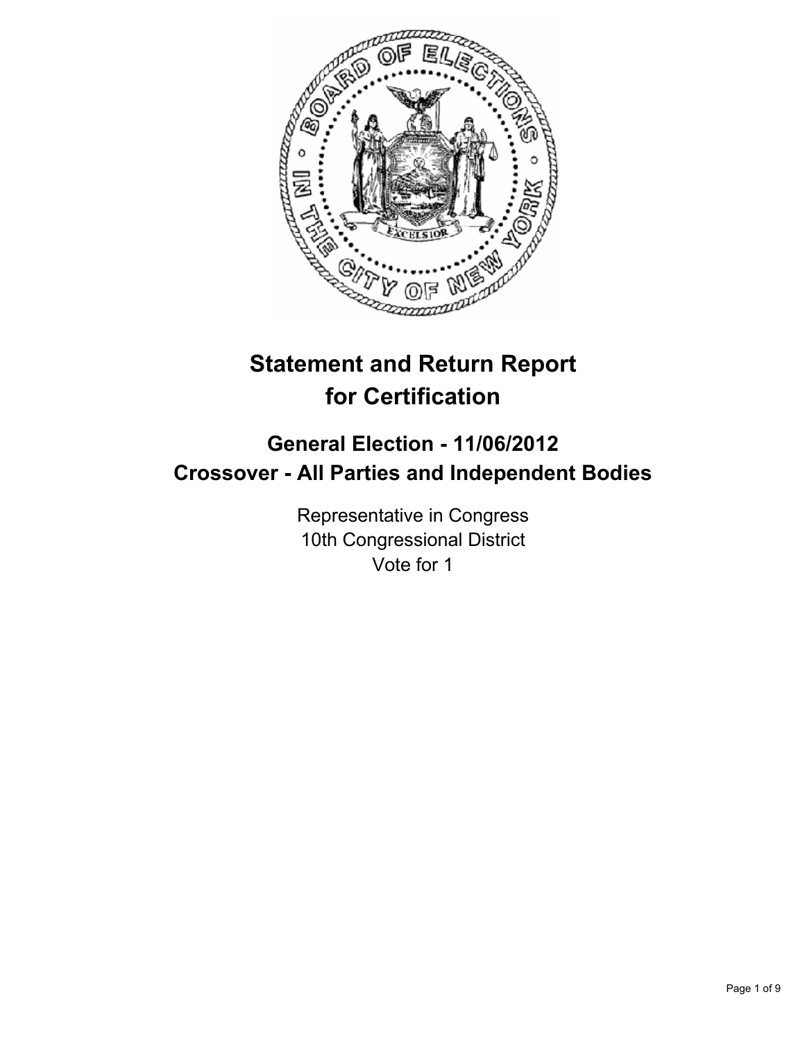# Statement and Return Report for Certification

## General Election - 11/06/2012
## Crossover - All Parties and Independent Bodies

Representative in Congress
10th Congressional District
Vote for 1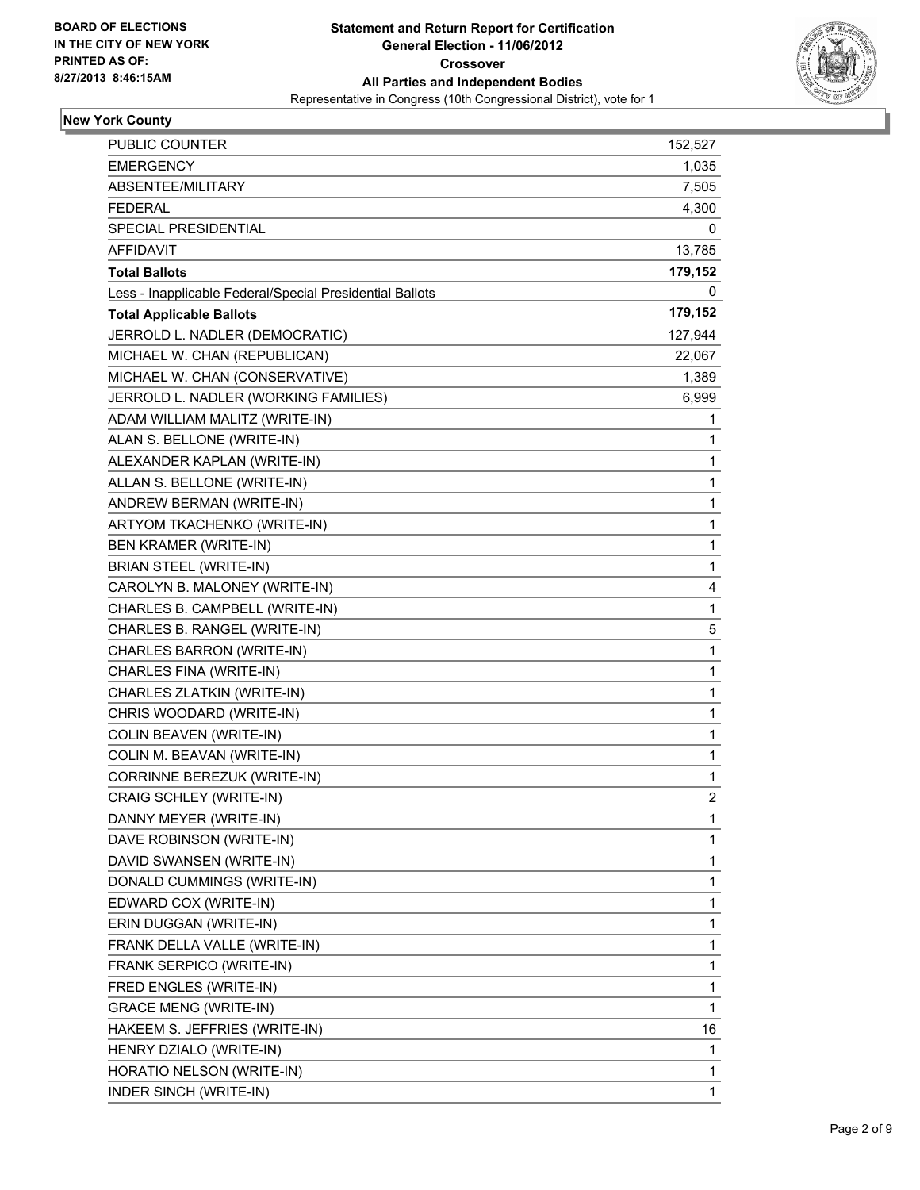**BOARD OF ELECTIONS IN THE CITY OF NEW YORK PRINTED AS OF: 8/27/2013 8:46:15AM**

# Statement and Return Report for Certification
## General Election - 11/06/2012
## Crossover
## All Parties and Independent Bodies
### Representative in Congress (10th Congressional District), vote for 1

**New York County**

| | |
|---|---|
| PUBLIC COUNTER | 152,527 |
| EMERGENCY | 1,035 |
| ABSENTEE/MILITARY | 7,505 |
| FEDERAL | 4,300 |
| SPECIAL PRESIDENTIAL | 0 |
| AFFIDAVIT | 13,785 |
| **Total Ballots** | **179,152** |
| Less - Inapplicable Federal/Special Presidential Ballots | 0 |
| **Total Applicable Ballots** | **179,152** |
| JERROLD L. NADLER (DEMOCRATIC) | 127,944 |
| MICHAEL W. CHAN (REPUBLICAN) | 22,067 |
| MICHAEL W. CHAN (CONSERVATIVE) | 1,389 |
| JERROLD L. NADLER (WORKING FAMILIES) | 6,999 |
| ADAM WILLIAM MALITZ (WRITE-IN) | 1 |
| ALAN S. BELLONE (WRITE-IN) | 1 |
| ALEXANDER KAPLAN (WRITE-IN) | 1 |
| ALLAN S. BELLONE (WRITE-IN) | 1 |
| ANDREW BERMAN (WRITE-IN) | 1 |
| ARTYOM TKACHENKO (WRITE-IN) | 1 |
| BEN KRAMER (WRITE-IN) | 1 |
| BRIAN STEEL (WRITE-IN) | 1 |
| CAROLYN B. MALONEY (WRITE-IN) | 4 |
| CHARLES B. CAMPBELL (WRITE-IN) | 1 |
| CHARLES B. RANGEL (WRITE-IN) | 5 |
| CHARLES BARRON (WRITE-IN) | 1 |
| CHARLES FINA (WRITE-IN) | 1 |
| CHARLES ZLATKIN (WRITE-IN) | 1 |
| CHRIS WOODARD (WRITE-IN) | 1 |
| COLIN BEAVEN (WRITE-IN) | 1 |
| COLIN M. BEAVAN (WRITE-IN) | 1 |
| CORRINNE BEREZUK (WRITE-IN) | 1 |
| CRAIG SCHLEY (WRITE-IN) | 2 |
| DANNY MEYER (WRITE-IN) | 1 |
| DAVE ROBINSON (WRITE-IN) | 1 |
| DAVID SWANSEN (WRITE-IN) | 1 |
| DONALD CUMMINGS (WRITE-IN) | 1 |
| EDWARD COX (WRITE-IN) | 1 |
| ERIN DUGGAN (WRITE-IN) | 1 |
| FRANK DELLA VALLE (WRITE-IN) | 1 |
| FRANK SERPICO (WRITE-IN) | 1 |
| FRED ENGLES (WRITE-IN) | 1 |
| GRACE MENG (WRITE-IN) | 1 |
| HAKEEM S. JEFFRIES (WRITE-IN) | 16 |
| HENRY DZIALO (WRITE-IN) | 1 |
| HORATIO NELSON (WRITE-IN) | 1 |
| INDER SINCH (WRITE-IN) | 1 |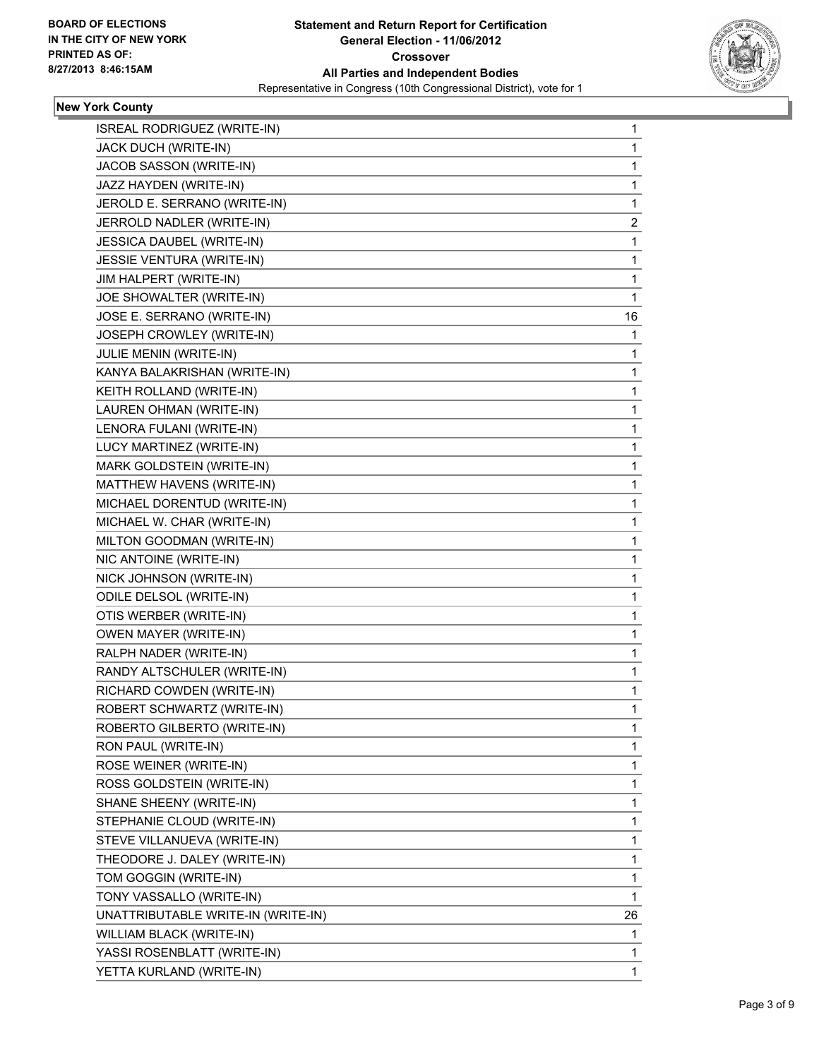**BOARD OF ELECTIONS**
**IN THE CITY OF NEW YORK**
**PRINTED AS OF:**
**8/27/2013 8:46:15AM**

# Statement and Return Report for Certification
## General Election - 11/06/2012
## Crossover
## All Parties and Independent Bodies
Representative in Congress (10th Congressional District), vote for 1

### New York County

| Candidate | Votes |
|---|---|
| ISREAL RODRIGUEZ (WRITE-IN) | 1 |
| JACK DUCH (WRITE-IN) | 1 |
| JACOB SASSON (WRITE-IN) | 1 |
| JAZZ HAYDEN (WRITE-IN) | 1 |
| JEROLD E. SERRANO (WRITE-IN) | 1 |
| JERROLD NADLER (WRITE-IN) | 2 |
| JESSICA DAUBEL (WRITE-IN) | 1 |
| JESSIE VENTURA (WRITE-IN) | 1 |
| JIM HALPERT (WRITE-IN) | 1 |
| JOE SHOWALTER (WRITE-IN) | 1 |
| JOSE E. SERRANO (WRITE-IN) | 16 |
| JOSEPH CROWLEY (WRITE-IN) | 1 |
| JULIE MENIN (WRITE-IN) | 1 |
| KANYA BALAKRISHAN (WRITE-IN) | 1 |
| KEITH ROLLAND (WRITE-IN) | 1 |
| LAUREN OHMAN (WRITE-IN) | 1 |
| LENORA FULANI (WRITE-IN) | 1 |
| LUCY MARTINEZ (WRITE-IN) | 1 |
| MARK GOLDSTEIN (WRITE-IN) | 1 |
| MATTHEW HAVENS (WRITE-IN) | 1 |
| MICHAEL DORENTUD (WRITE-IN) | 1 |
| MICHAEL W. CHAR (WRITE-IN) | 1 |
| MILTON GOODMAN (WRITE-IN) | 1 |
| NIC ANTOINE (WRITE-IN) | 1 |
| NICK JOHNSON (WRITE-IN) | 1 |
| ODILE DELSOL (WRITE-IN) | 1 |
| OTIS WERBER (WRITE-IN) | 1 |
| OWEN MAYER (WRITE-IN) | 1 |
| RALPH NADER (WRITE-IN) | 1 |
| RANDY ALTSCHULER (WRITE-IN) | 1 |
| RICHARD COWDEN (WRITE-IN) | 1 |
| ROBERT SCHWARTZ (WRITE-IN) | 1 |
| ROBERTO GILBERTO (WRITE-IN) | 1 |
| RON PAUL (WRITE-IN) | 1 |
| ROSE WEINER (WRITE-IN) | 1 |
| ROSS GOLDSTEIN (WRITE-IN) | 1 |
| SHANE SHEENY (WRITE-IN) | 1 |
| STEPHANIE CLOUD (WRITE-IN) | 1 |
| STEVE VILLANUEVA (WRITE-IN) | 1 |
| THEODORE J. DALEY (WRITE-IN) | 1 |
| TOM GOGGIN (WRITE-IN) | 1 |
| TONY VASSALLO (WRITE-IN) | 1 |
| UNATTRIBUTABLE WRITE-IN (WRITE-IN) | 26 |
| WILLIAM BLACK (WRITE-IN) | 1 |
| YASSI ROSENBLATT (WRITE-IN) | 1 |
| YETTA KURLAND (WRITE-IN) | 1 |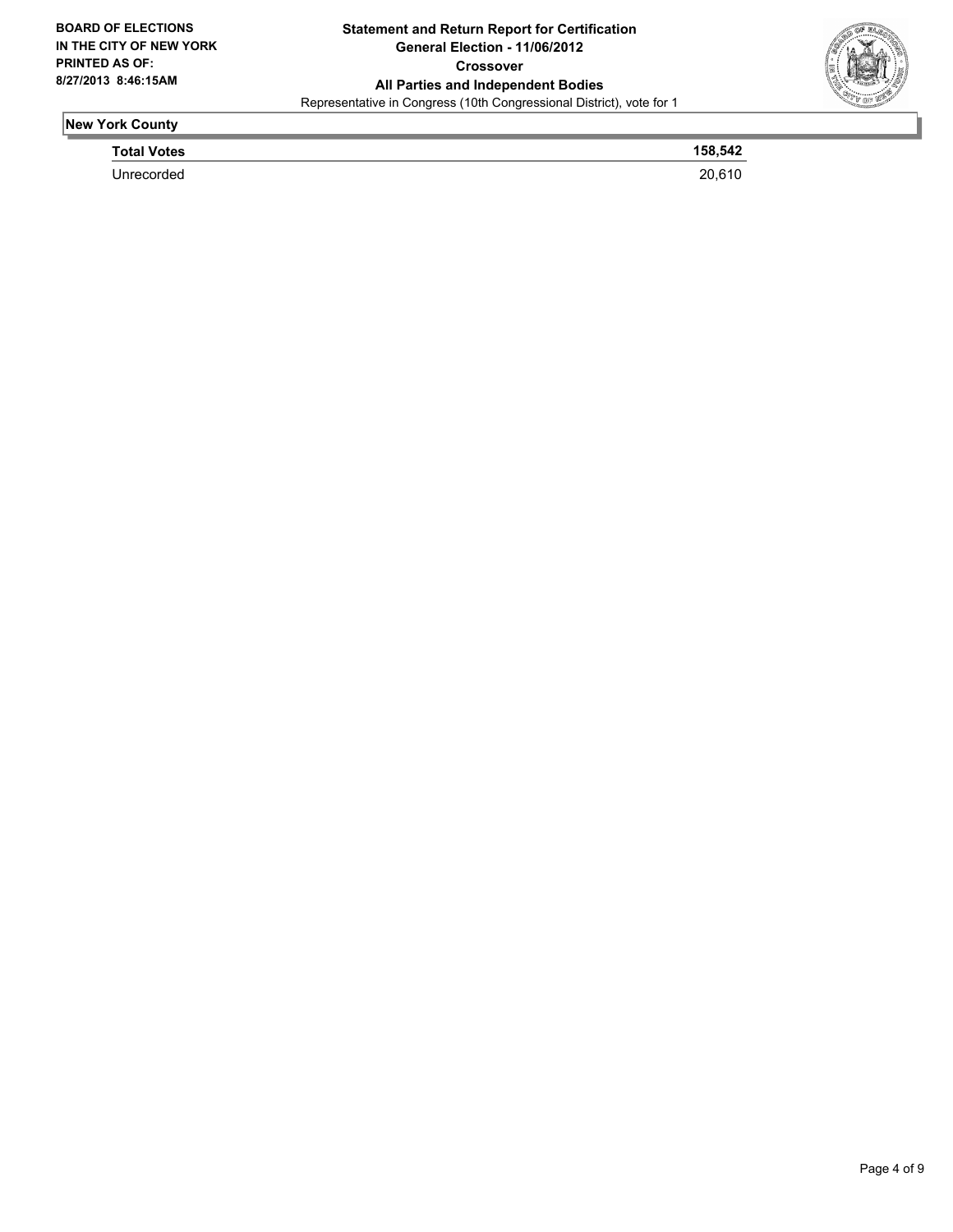BOARD OF ELECTIONS
IN THE CITY OF NEW YORK
PRINTED AS OF:
8/27/2013 8:46:15AM

**Statement and Return Report for Certification**
**General Election - 11/06/2012**
**Crossover**
**All Parties and Independent Bodies**
Representative in Congress (10th Congressional District), vote for 1

## New York County

| **Total Votes** | **158,542** |
|---|---|
| Unrecorded | 20,610 |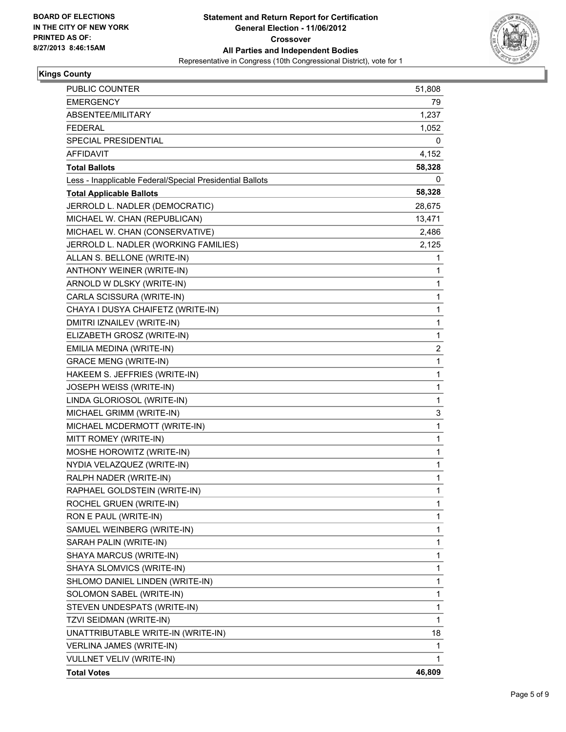BOARD OF ELECTIONS
IN THE CITY OF NEW YORK
PRINTED AS OF:
8/27/2013 8:46:15AM

**Statement and Return Report for Certification**
**General Election - 11/06/2012**
**Crossover**
**All Parties and Independent Bodies**
Representative in Congress (10th Congressional District), vote for 1

**Kings County**

| | |
|---|---|
| PUBLIC COUNTER | 51,808 |
| EMERGENCY | 79 |
| ABSENTEE/MILITARY | 1,237 |
| FEDERAL | 1,052 |
| SPECIAL PRESIDENTIAL | 0 |
| AFFIDAVIT | 4,152 |
| **Total Ballots** | **58,328** |
| Less - Inapplicable Federal/Special Presidential Ballots | 0 |
| **Total Applicable Ballots** | **58,328** |
| JERROLD L. NADLER (DEMOCRATIC) | 28,675 |
| MICHAEL W. CHAN (REPUBLICAN) | 13,471 |
| MICHAEL W. CHAN (CONSERVATIVE) | 2,486 |
| JERROLD L. NADLER (WORKING FAMILIES) | 2,125 |
| ALLAN S. BELLONE (WRITE-IN) | 1 |
| ANTHONY WEINER (WRITE-IN) | 1 |
| ARNOLD W DLSKY (WRITE-IN) | 1 |
| CARLA SCISSURA (WRITE-IN) | 1 |
| CHAYA I DUSYA CHAIFETZ (WRITE-IN) | 1 |
| DMITRI IZNAILEV (WRITE-IN) | 1 |
| ELIZABETH GROSZ (WRITE-IN) | 1 |
| EMILIA MEDINA (WRITE-IN) | 2 |
| GRACE MENG (WRITE-IN) | 1 |
| HAKEEM S. JEFFRIES (WRITE-IN) | 1 |
| JOSEPH WEISS (WRITE-IN) | 1 |
| LINDA GLORIOSOL (WRITE-IN) | 1 |
| MICHAEL GRIMM (WRITE-IN) | 3 |
| MICHAEL MCDERMOTT (WRITE-IN) | 1 |
| MITT ROMEY (WRITE-IN) | 1 |
| MOSHE HOROWITZ (WRITE-IN) | 1 |
| NYDIA VELAZQUEZ (WRITE-IN) | 1 |
| RALPH NADER (WRITE-IN) | 1 |
| RAPHAEL GOLDSTEIN (WRITE-IN) | 1 |
| ROCHEL GRUEN (WRITE-IN) | 1 |
| RON E PAUL (WRITE-IN) | 1 |
| SAMUEL WEINBERG (WRITE-IN) | 1 |
| SARAH PALIN (WRITE-IN) | 1 |
| SHAYA MARCUS (WRITE-IN) | 1 |
| SHAYA SLOMVICS (WRITE-IN) | 1 |
| SHLOMO DANIEL LINDEN (WRITE-IN) | 1 |
| SOLOMON SABEL (WRITE-IN) | 1 |
| STEVEN UNDESPATS (WRITE-IN) | 1 |
| TZVI SEIDMAN (WRITE-IN) | 1 |
| UNATTRIBUTABLE WRITE-IN (WRITE-IN) | 18 |
| VERLINA JAMES (WRITE-IN) | 1 |
| VULLNET VELIV (WRITE-IN) | 1 |
| **Total Votes** | **46,809** |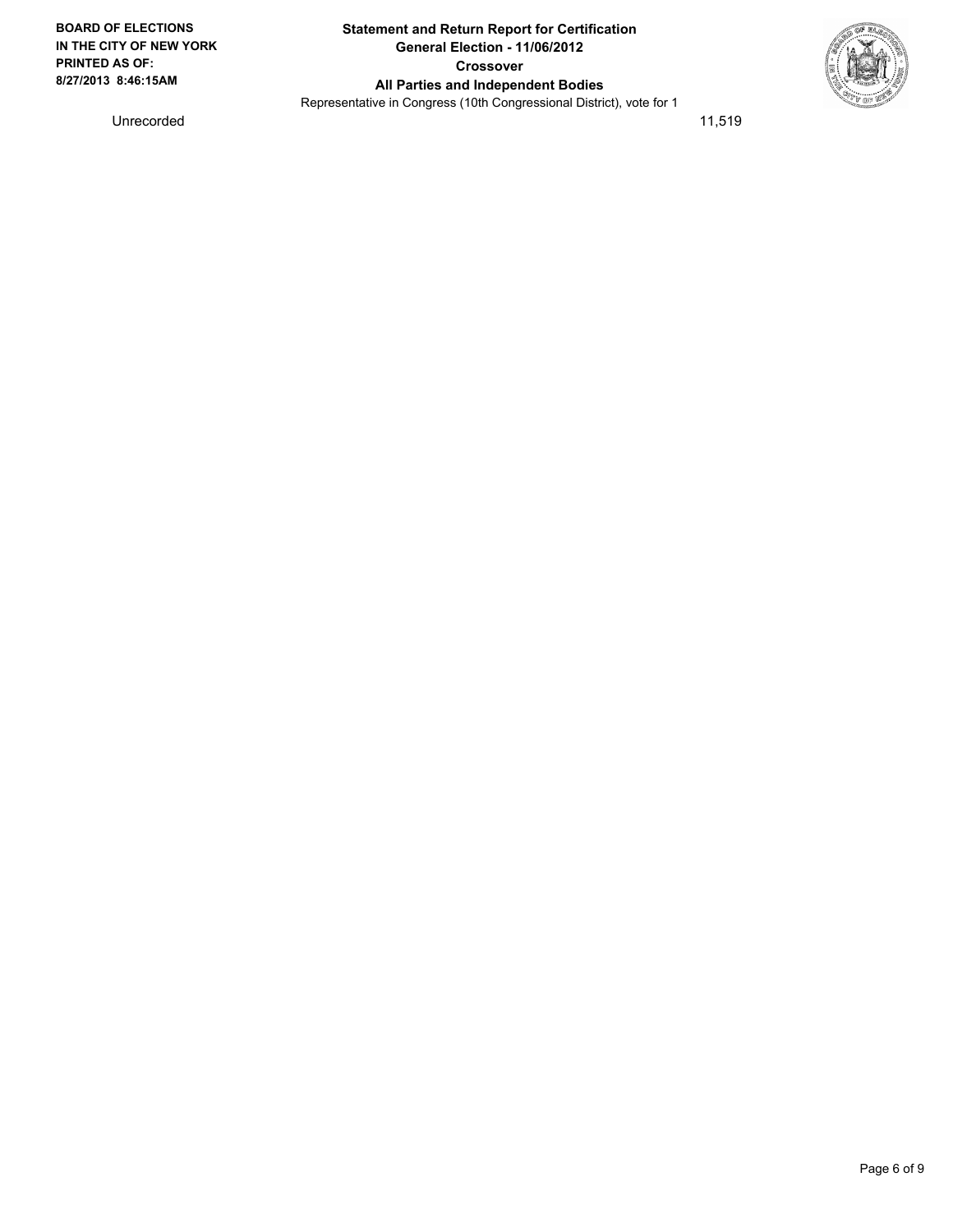| Unrecorded | 11,519 |
| --- | --- |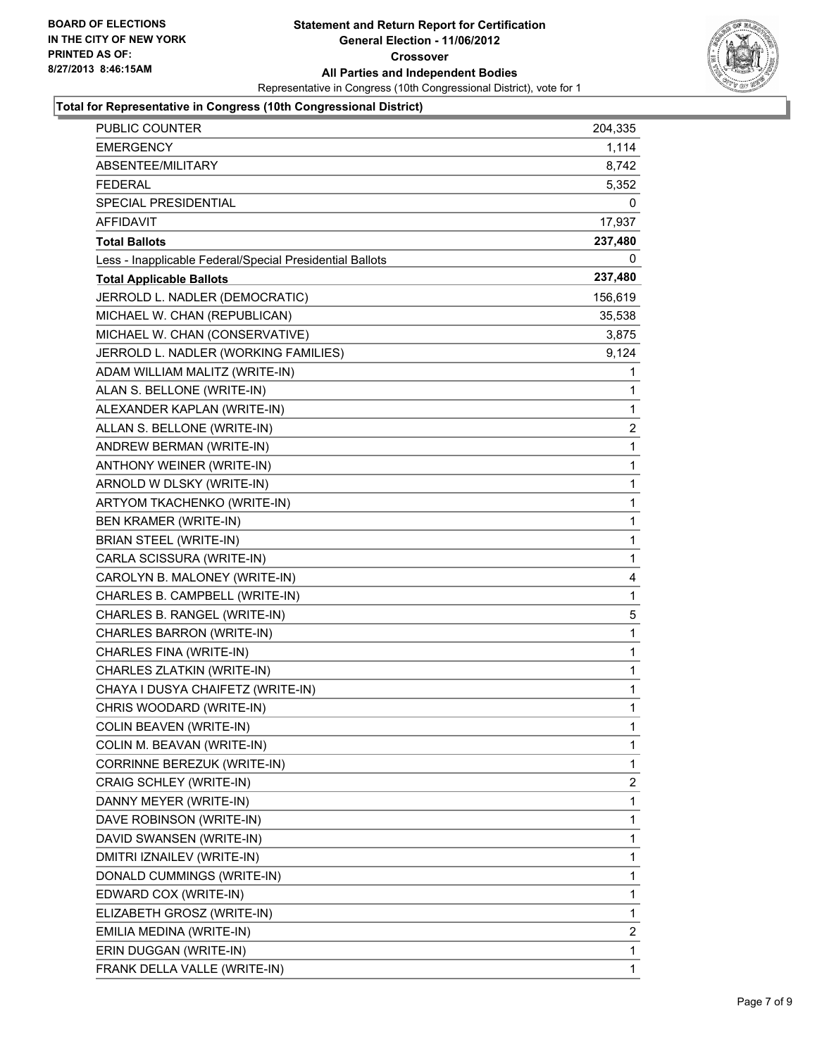BOARD OF ELECTIONS
IN THE CITY OF NEW YORK
PRINTED AS OF:
8/27/2013 8:46:15AM

**Statement and Return Report for Certification**
**General Election - 11/06/2012**
**Crossover**
**All Parties and Independent Bodies**
Representative in Congress (10th Congressional District), vote for 1

**Total for Representative in Congress (10th Congressional District)**

| | |
|---|---|
| PUBLIC COUNTER | 204,335 |
| EMERGENCY | 1,114 |
| ABSENTEE/MILITARY | 8,742 |
| FEDERAL | 5,352 |
| SPECIAL PRESIDENTIAL | 0 |
| AFFIDAVIT | 17,937 |
| **Total Ballots** | **237,480** |
| Less - Inapplicable Federal/Special Presidential Ballots | 0 |
| **Total Applicable Ballots** | **237,480** |
| JERROLD L. NADLER (DEMOCRATIC) | 156,619 |
| MICHAEL W. CHAN (REPUBLICAN) | 35,538 |
| MICHAEL W. CHAN (CONSERVATIVE) | 3,875 |
| JERROLD L. NADLER (WORKING FAMILIES) | 9,124 |
| ADAM WILLIAM MALITZ (WRITE-IN) | 1 |
| ALAN S. BELLONE (WRITE-IN) | 1 |
| ALEXANDER KAPLAN (WRITE-IN) | 1 |
| ALLAN S. BELLONE (WRITE-IN) | 2 |
| ANDREW BERMAN (WRITE-IN) | 1 |
| ANTHONY WEINER (WRITE-IN) | 1 |
| ARNOLD W DLSKY (WRITE-IN) | 1 |
| ARTYOM TKACHENKO (WRITE-IN) | 1 |
| BEN KRAMER (WRITE-IN) | 1 |
| BRIAN STEEL (WRITE-IN) | 1 |
| CARLA SCISSURA (WRITE-IN) | 1 |
| CAROLYN B. MALONEY (WRITE-IN) | 4 |
| CHARLES B. CAMPBELL (WRITE-IN) | 1 |
| CHARLES B. RANGEL (WRITE-IN) | 5 |
| CHARLES BARRON (WRITE-IN) | 1 |
| CHARLES FINA (WRITE-IN) | 1 |
| CHARLES ZLATKIN (WRITE-IN) | 1 |
| CHAYA I DUSYA CHAIFETZ (WRITE-IN) | 1 |
| CHRIS WOODARD (WRITE-IN) | 1 |
| COLIN BEAVEN (WRITE-IN) | 1 |
| COLIN M. BEAVAN (WRITE-IN) | 1 |
| CORRINNE BEREZUK (WRITE-IN) | 1 |
| CRAIG SCHLEY (WRITE-IN) | 2 |
| DANNY MEYER (WRITE-IN) | 1 |
| DAVE ROBINSON (WRITE-IN) | 1 |
| DAVID SWANSEN (WRITE-IN) | 1 |
| DMITRI IZNAILEV (WRITE-IN) | 1 |
| DONALD CUMMINGS (WRITE-IN) | 1 |
| EDWARD COX (WRITE-IN) | 1 |
| ELIZABETH GROSZ (WRITE-IN) | 1 |
| EMILIA MEDINA (WRITE-IN) | 2 |
| ERIN DUGGAN (WRITE-IN) | 1 |
| FRANK DELLA VALLE (WRITE-IN) | 1 |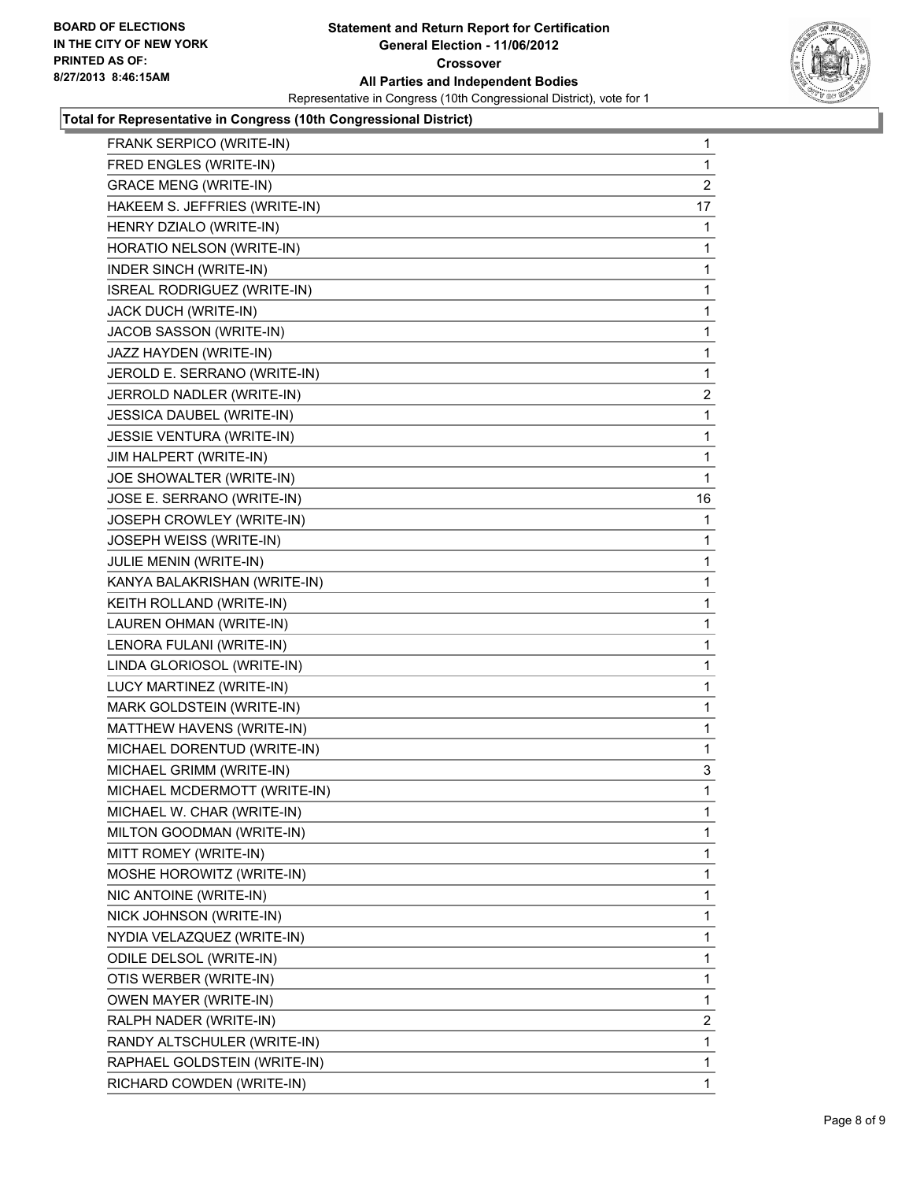**BOARD OF ELECTIONS IN THE CITY OF NEW YORK PRINTED AS OF: 8/27/2013 8:46:15AM**

**Statement and Return Report for Certification General Election - 11/06/2012 Crossover All Parties and Independent Bodies**

Representative in Congress (10th Congressional District), vote for 1

**Total for Representative in Congress (10th Congressional District)**

| | |
|---|---|
| FRANK SERPICO (WRITE-IN) | 1 |
| FRED ENGLES (WRITE-IN) | 1 |
| GRACE MENG (WRITE-IN) | 2 |
| HAKEEM S. JEFFRIES (WRITE-IN) | 17 |
| HENRY DZIALO (WRITE-IN) | 1 |
| HORATIO NELSON (WRITE-IN) | 1 |
| INDER SINCH (WRITE-IN) | 1 |
| ISREAL RODRIGUEZ (WRITE-IN) | 1 |
| JACK DUCH (WRITE-IN) | 1 |
| JACOB SASSON (WRITE-IN) | 1 |
| JAZZ HAYDEN (WRITE-IN) | 1 |
| JEROLD E. SERRANO (WRITE-IN) | 1 |
| JERROLD NADLER (WRITE-IN) | 2 |
| JESSICA DAUBEL (WRITE-IN) | 1 |
| JESSIE VENTURA (WRITE-IN) | 1 |
| JIM HALPERT (WRITE-IN) | 1 |
| JOE SHOWALTER (WRITE-IN) | 1 |
| JOSE E. SERRANO (WRITE-IN) | 16 |
| JOSEPH CROWLEY (WRITE-IN) | 1 |
| JOSEPH WEISS (WRITE-IN) | 1 |
| JULIE MENIN (WRITE-IN) | 1 |
| KANYA BALAKRISHAN (WRITE-IN) | 1 |
| KEITH ROLLAND (WRITE-IN) | 1 |
| LAUREN OHMAN (WRITE-IN) | 1 |
| LENORA FULANI (WRITE-IN) | 1 |
| LINDA GLORIOSOL (WRITE-IN) | 1 |
| LUCY MARTINEZ (WRITE-IN) | 1 |
| MARK GOLDSTEIN (WRITE-IN) | 1 |
| MATTHEW HAVENS (WRITE-IN) | 1 |
| MICHAEL DORENTUD (WRITE-IN) | 1 |
| MICHAEL GRIMM (WRITE-IN) | 3 |
| MICHAEL MCDERMOTT (WRITE-IN) | 1 |
| MICHAEL W. CHAR (WRITE-IN) | 1 |
| MILTON GOODMAN (WRITE-IN) | 1 |
| MITT ROMEY (WRITE-IN) | 1 |
| MOSHE HOROWITZ (WRITE-IN) | 1 |
| NIC ANTOINE (WRITE-IN) | 1 |
| NICK JOHNSON (WRITE-IN) | 1 |
| NYDIA VELAZQUEZ (WRITE-IN) | 1 |
| ODILE DELSOL (WRITE-IN) | 1 |
| OTIS WERBER (WRITE-IN) | 1 |
| OWEN MAYER (WRITE-IN) | 1 |
| RALPH NADER (WRITE-IN) | 2 |
| RANDY ALTSCHULER (WRITE-IN) | 1 |
| RAPHAEL GOLDSTEIN (WRITE-IN) | 1 |
| RICHARD COWDEN (WRITE-IN) | 1 |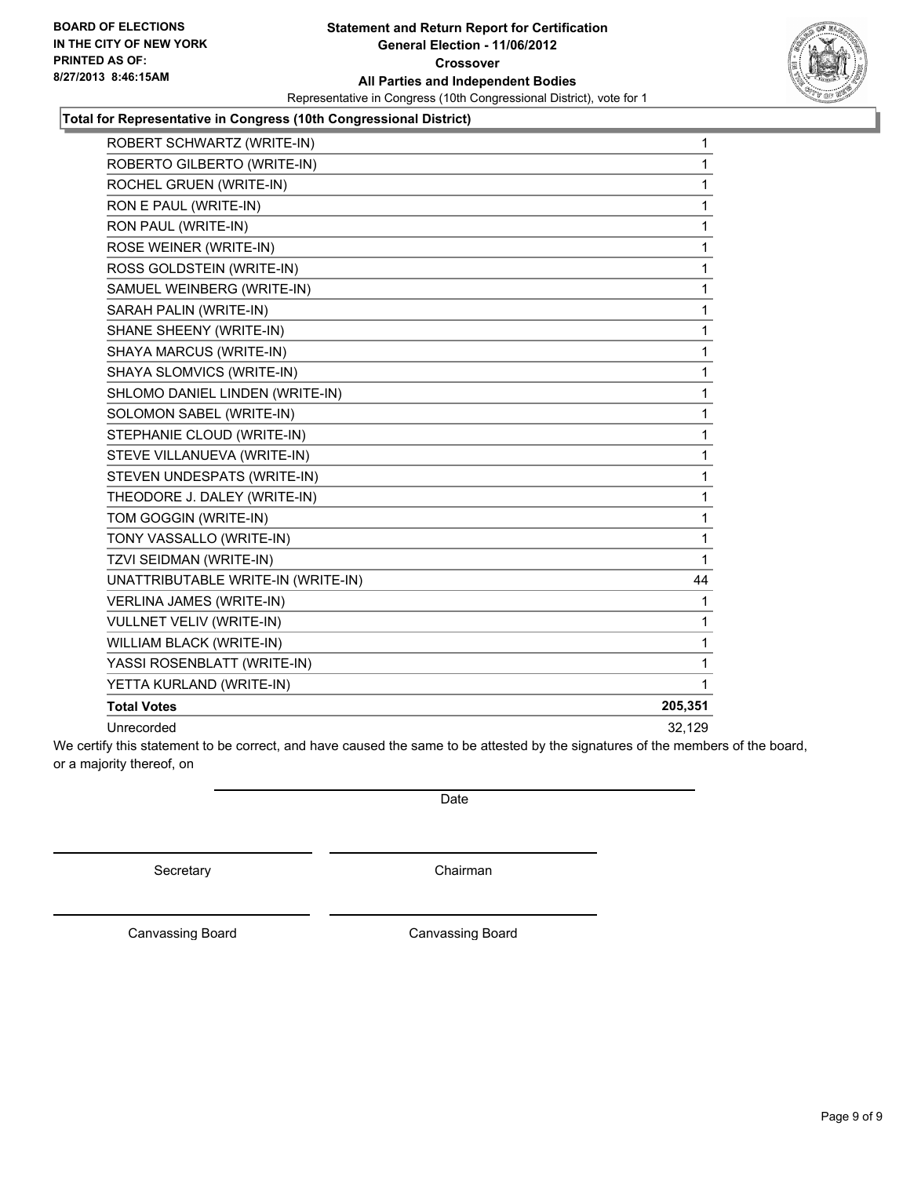**BOARD OF ELECTIONS IN THE CITY OF NEW YORK PRINTED AS OF: 8/27/2013 8:46:15AM**

# Statement and Return Report for Certification
## General Election - 11/06/2012
## Crossover
## All Parties and Independent Bodies

Representative in Congress (10th Congressional District), vote for 1

### Total for Representative in Congress (10th Congressional District)

| | |
|---|---|
| ROBERT SCHWARTZ (WRITE-IN) | 1 |
| ROBERTO GILBERTO (WRITE-IN) | 1 |
| ROCHEL GRUEN (WRITE-IN) | 1 |
| RON E PAUL (WRITE-IN) | 1 |
| RON PAUL (WRITE-IN) | 1 |
| ROSE WEINER (WRITE-IN) | 1 |
| ROSS GOLDSTEIN (WRITE-IN) | 1 |
| SAMUEL WEINBERG (WRITE-IN) | 1 |
| SARAH PALIN (WRITE-IN) | 1 |
| SHANE SHEENY (WRITE-IN) | 1 |
| SHAYA MARCUS (WRITE-IN) | 1 |
| SHAYA SLOMVICS (WRITE-IN) | 1 |
| SHLOMO DANIEL LINDEN (WRITE-IN) | 1 |
| SOLOMON SABEL (WRITE-IN) | 1 |
| STEPHANIE CLOUD (WRITE-IN) | 1 |
| STEVE VILLANUEVA (WRITE-IN) | 1 |
| STEVEN UNDESPATS (WRITE-IN) | 1 |
| THEODORE J. DALEY (WRITE-IN) | 1 |
| TOM GOGGIN (WRITE-IN) | 1 |
| TONY VASSALLO (WRITE-IN) | 1 |
| TZVI SEIDMAN (WRITE-IN) | 1 |
| UNATTRIBUTABLE WRITE-IN (WRITE-IN) | 44 |
| VERLINA JAMES (WRITE-IN) | 1 |
| VULLNET VELIV (WRITE-IN) | 1 |
| WILLIAM BLACK (WRITE-IN) | 1 |
| YASSI ROSENBLATT (WRITE-IN) | 1 |
| YETTA KURLAND (WRITE-IN) | 1 |
| **Total Votes** | **205,351** |
| Unrecorded | 32,129 |

We certify this statement to be correct, and have caused the same to be attested by the signatures of the members of the board, or a majority thereof, on

Date

Secretary

Chairman

Canvassing Board

Canvassing Board